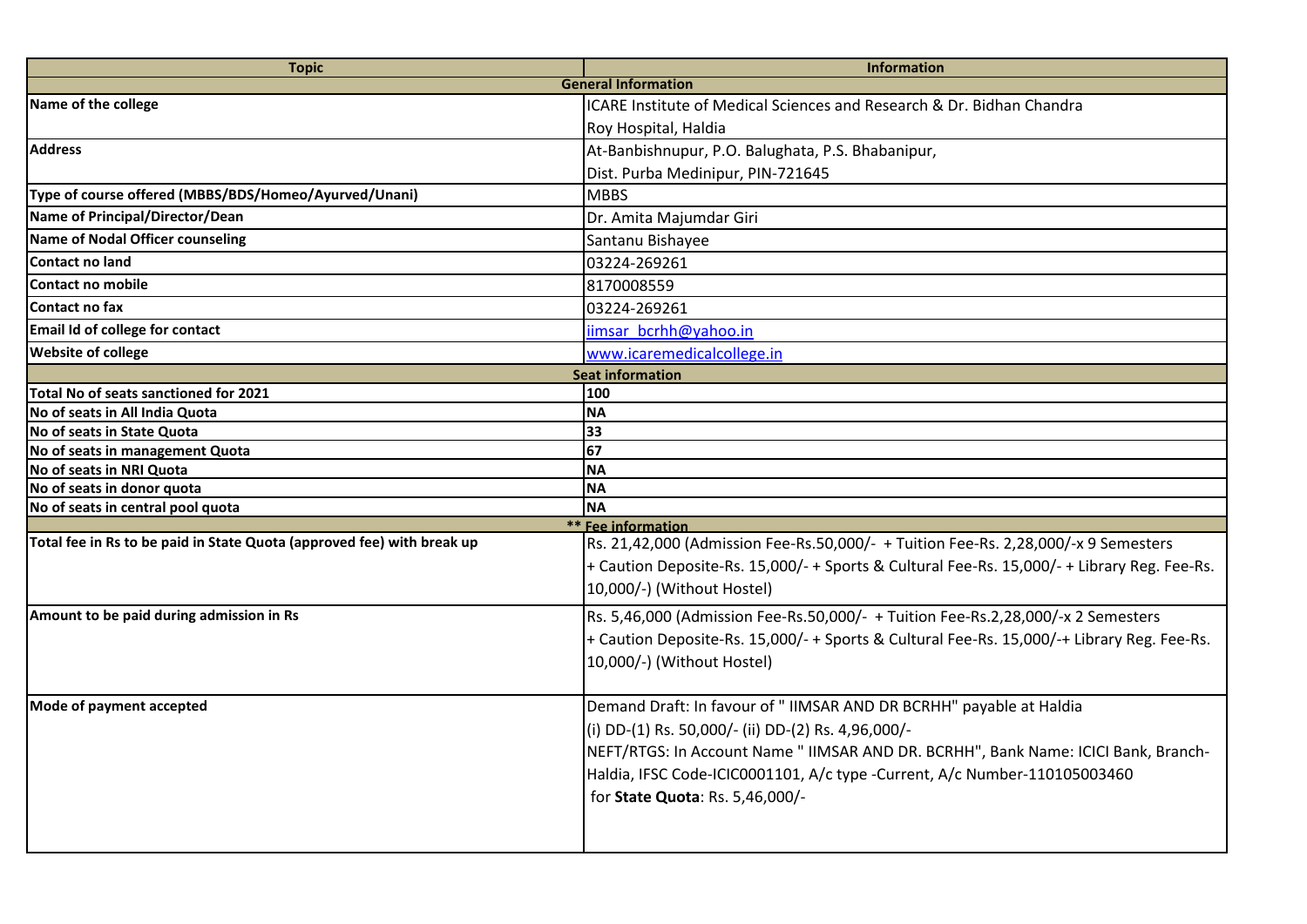| Topic | Information |
|---|---|
| **General Information** | |
| **Name of the college** | ICARE Institute of Medical Sciences and Research & Dr. Bidhan Chandra Roy Hospital, Haldia |
| **Address** | At-Banbishnupur, P.O. Balughata, P.S. Bhabanipur, Dist. Purba Medinipur, PIN-721645 |
| **Type of course offered (MBBS/BDS/Homeo/Ayurved/Unani)** | MBBS |
| **Name of Principal/Director/Dean** | Dr. Amita Majumdar Giri |
| **Name of Nodal Officer counseling** | Santanu Bishayee |
| **Contact no land** | 03224-269261 |
| **Contact no mobile** | 8170008559 |
| **Contact no fax** | 03224-269261 |
| **Email Id of college for contact** | iimsar_bcrhh@yahoo.in |
| **Website of college** | www.icaremedicalcollege.in |
| **Seat information** | |
| **Total No of seats sanctioned for 2021** | **100** |
| **No of seats in All India Quota** | **NA** |
| **No of seats in State Quota** | **33** |
| **No of seats in management Quota** | **67** |
| **No of seats in NRI Quota** | **NA** |
| **No of seats in donor quota** | **NA** |
| **No of seats in central pool quota** | **NA** |
| **** Fee information** | |
| **Total fee in Rs to be paid in State Quota (approved fee) with break up** | Rs. 21,42,000 (Admission Fee-Rs.50,000/- + Tuition Fee-Rs. 2,28,000/-x 9 Semesters + Caution Deposite-Rs. 15,000/- + Sports & Cultural Fee-Rs. 15,000/- + Library Reg. Fee-Rs. 10,000/-) (Without Hostel) |
| **Amount to be paid during admission in Rs** | Rs. 5,46,000 (Admission Fee-Rs.50,000/- + Tuition Fee-Rs.2,28,000/-x 2 Semesters + Caution Deposite-Rs. 15,000/- + Sports & Cultural Fee-Rs. 15,000/-+ Library Reg. Fee-Rs. 10,000/-) (Without Hostel) |
| **Mode of payment accepted** | Demand Draft: In favour of " IIMSAR AND DR BCRHH" payable at Haldia (i) DD-(1) Rs. 50,000/- (ii) DD-(2) Rs. 4,96,000/- NEFT/RTGS: In Account Name " IIMSAR AND DR. BCRHH", Bank Name: ICICI Bank, Branch-Haldia, IFSC Code-ICIC0001101, A/c type -Current, A/c Number-110105003460 for **State Quota**: Rs. 5,46,000/- |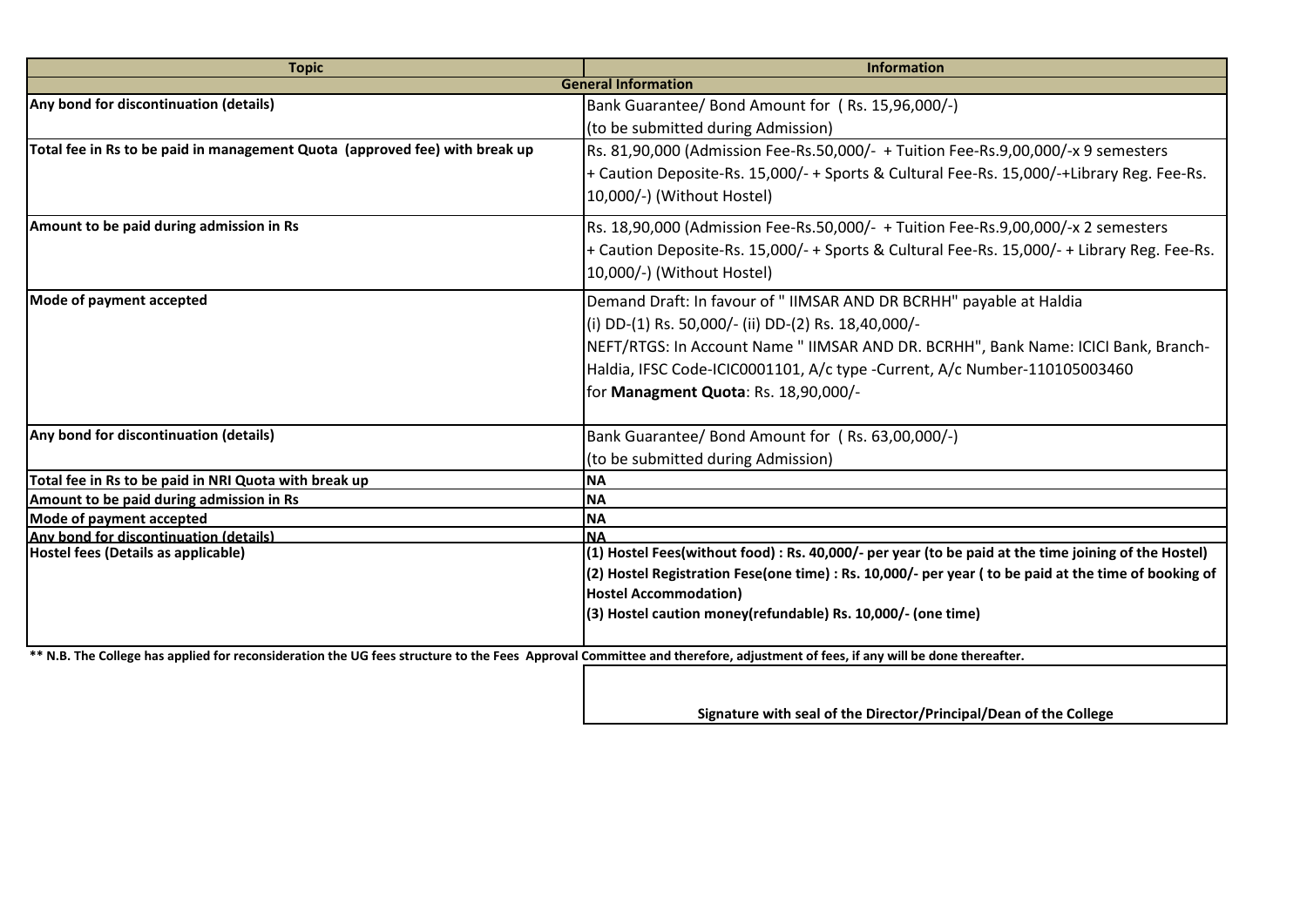| Topic | Information |
|---|---|
| **General Information** | |
| **Any bond for discontinuation (details)** | Bank Guarantee/ Bond Amount for ( Rs. 15,96,000/-) (to be submitted during Admission) |
| **Total fee in Rs to be paid in management Quota (approved fee) with break up** | Rs. 81,90,000 (Admission Fee-Rs.50,000/- + Tuition Fee-Rs.9,00,000/-x 9 semesters + Caution Deposite-Rs. 15,000/- + Sports & Cultural Fee-Rs. 15,000/-+Library Reg. Fee-Rs. 10,000/-) (Without Hostel) |
| **Amount to be paid during admission in Rs** | Rs. 18,90,000 (Admission Fee-Rs.50,000/- + Tuition Fee-Rs.9,00,000/-x 2 semesters + Caution Deposite-Rs. 15,000/- + Sports & Cultural Fee-Rs. 15,000/- + Library Reg. Fee-Rs. 10,000/-) (Without Hostel) |
| **Mode of payment accepted** | Demand Draft: In favour of " IIMSAR AND DR BCRHH" payable at Haldia (i) DD-(1) Rs. 50,000/- (ii) DD-(2) Rs. 18,40,000/- NEFT/RTGS: In Account Name " IIMSAR AND DR. BCRHH", Bank Name: ICICI Bank, Branch-Haldia, IFSC Code-ICIC0001101, A/c type -Current, A/c Number-110105003460 for **Managment Quota**: Rs. 18,90,000/- |
| **Any bond for discontinuation (details)** | Bank Guarantee/ Bond Amount for ( Rs. 63,00,000/-) (to be submitted during Admission) |
| **Total fee in Rs to be paid in NRI Quota with break up** | **NA** |
| **Amount to be paid during admission in Rs** | **NA** |
| **Mode of payment accepted** | **NA** |
| **Any bond for discontinuation (details)** | **NA** |
| **Hostel fees (Details as applicable)** | **(1) Hostel Fees(without food) : Rs. 40,000/- per year (to be paid at the time joining of the Hostel)** **(2) Hostel Registration Fese(one time) : Rs. 10,000/- per year ( to be paid at the time of booking of Hostel Accommodation)** **(3) Hostel caution money(refundable) Rs. 10,000/- (one time)** |

**** N.B. The College has applied for reconsideration the UG fees structure to the Fees Approval Committee and therefore, adjustment of fees, if any will be done thereafter.**

**Signature with seal of the Director/Principal/Dean of the College**